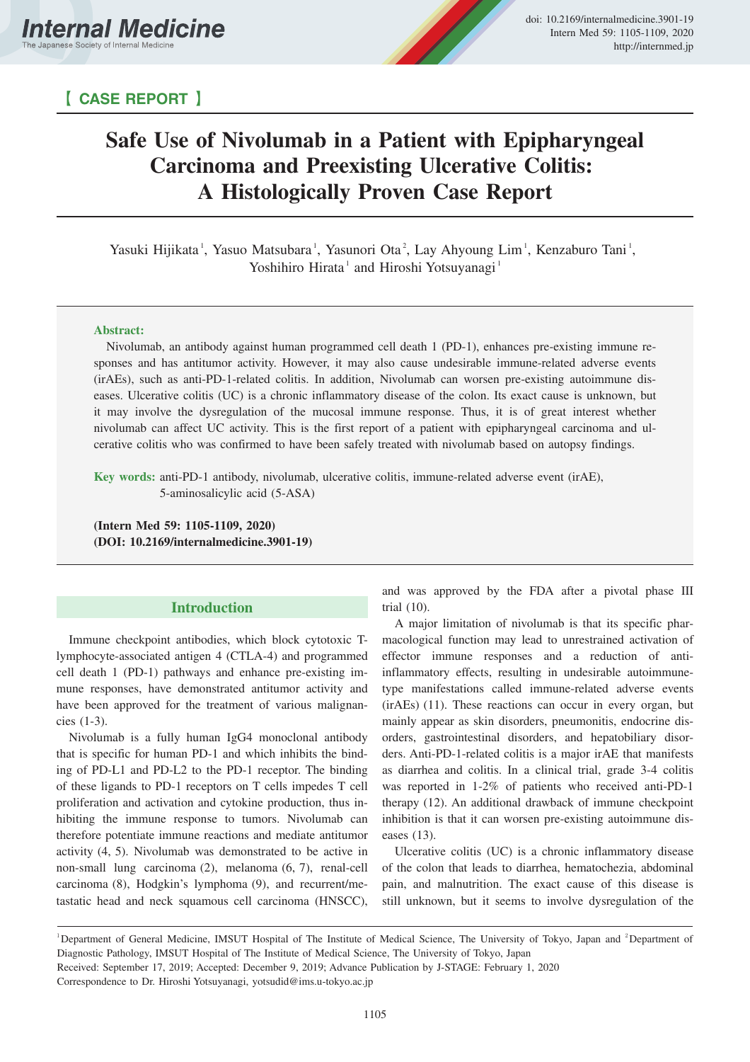【 CASE REPORT 】

# Safe Use of Nivolumab in a Patient with Epipharyngeal Carcinoma and Preexisting Ulcerative Colitis: A Histologically Proven Case Report

Yasuki Hijikata[1], Yasuo Matsubara[1], Yasunori Ota[2], Lay Ahyoung Lim[1], Kenzaburo Tani[1], Yoshihiro Hirata[1] and Hiroshi Yotsuyanagi[1]

**Abstract:**

Nivolumab, an antibody against human programmed cell death 1 (PD-1), enhances pre-existing immune responses and has antitumor activity. However, it may also cause undesirable immune-related adverse events (irAEs), such as anti-PD-1-related colitis. In addition, Nivolumab can worsen pre-existing autoimmune diseases. Ulcerative colitis (UC) is a chronic inflammatory disease of the colon. Its exact cause is unknown, but it may involve the dysregulation of the mucosal immune response. Thus, it is of great interest whether nivolumab can affect UC activity. This is the first report of a patient with epipharyngeal carcinoma and ulcerative colitis who was confirmed to have been safely treated with nivolumab based on autopsy findings.

**Key words:** anti-PD-1 antibody, nivolumab, ulcerative colitis, immune-related adverse event (irAE), 5-aminosalicylic acid (5-ASA)

**(Intern Med 59: 1105-1109, 2020)**
**(DOI: 10.2169/internalmedicine.3901-19)**

## Introduction

Immune checkpoint antibodies, which block cytotoxic T-lymphocyte-associated antigen 4 (CTLA-4) and programmed cell death 1 (PD-1) pathways and enhance pre-existing immune responses, have demonstrated antitumor activity and have been approved for the treatment of various malignancies (1-3).

Nivolumab is a fully human IgG4 monoclonal antibody that is specific for human PD-1 and which inhibits the binding of PD-L1 and PD-L2 to the PD-1 receptor. The binding of these ligands to PD-1 receptors on T cells impedes T cell proliferation and activation and cytokine production, thus inhibiting the immune response to tumors. Nivolumab can therefore potentiate immune reactions and mediate antitumor activity (4, 5). Nivolumab was demonstrated to be active in non-small lung carcinoma (2), melanoma (6, 7), renal-cell carcinoma (8), Hodgkin's lymphoma (9), and recurrent/metastatic head and neck squamous cell carcinoma (HNSCC), and was approved by the FDA after a pivotal phase III trial (10).

A major limitation of nivolumab is that its specific pharmacological function may lead to unrestrained activation of effector immune responses and a reduction of anti-inflammatory effects, resulting in undesirable autoimmune-type manifestations called immune-related adverse events (irAEs) (11). These reactions can occur in every organ, but mainly appear as skin disorders, pneumonitis, endocrine disorders, gastrointestinal disorders, and hepatobiliary disorders. Anti-PD-1-related colitis is a major irAE that manifests as diarrhea and colitis. In a clinical trial, grade 3-4 colitis was reported in 1-2% of patients who received anti-PD-1 therapy (12). An additional drawback of immune checkpoint inhibition is that it can worsen pre-existing autoimmune diseases (13).

Ulcerative colitis (UC) is a chronic inflammatory disease of the colon that leads to diarrhea, hematochezia, abdominal pain, and malnutrition. The exact cause of this disease is still unknown, but it seems to involve dysregulation of the

[1]Department of General Medicine, IMSUT Hospital of The Institute of Medical Science, The University of Tokyo, Japan and [2]Department of Diagnostic Pathology, IMSUT Hospital of The Institute of Medical Science, The University of Tokyo, Japan
Received: September 17, 2019; Accepted: December 9, 2019; Advance Publication by J-STAGE: February 1, 2020
Correspondence to Dr. Hiroshi Yotsuyanagi, yotsudid@ims.u-tokyo.ac.jp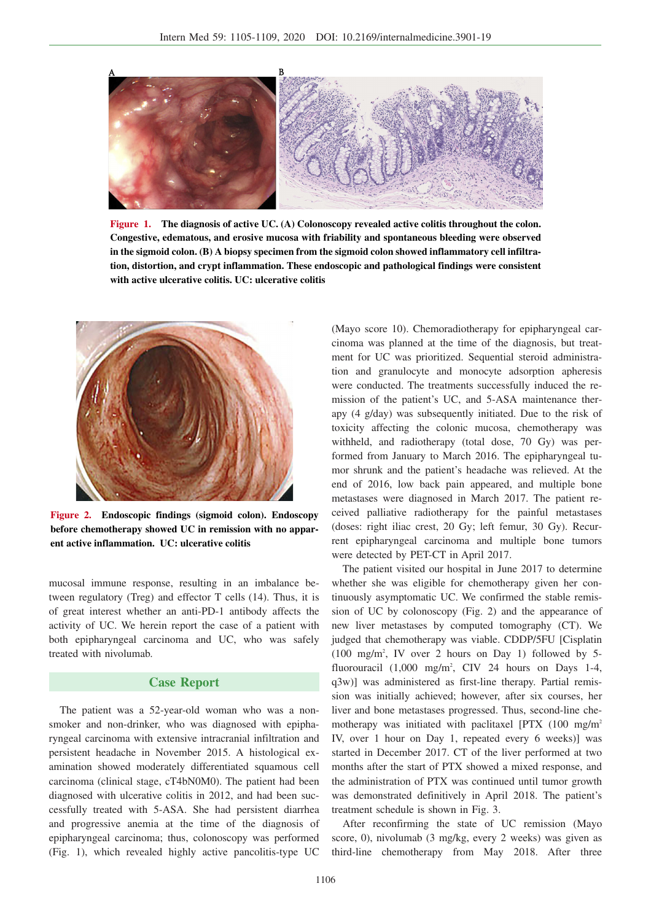**Figure 1.** The diagnosis of active UC. (A) Colonoscopy revealed active colitis throughout the colon. Congestive, edematous, and erosive mucosa with friability and spontaneous bleeding were observed in the sigmoid colon. (B) A biopsy specimen from the sigmoid colon showed inflammatory cell infiltration, distortion, and crypt inflammation. These endoscopic and pathological findings were consistent with active ulcerative colitis. UC: ulcerative colitis

**Figure 2.** Endoscopic findings (sigmoid colon). Endoscopy before chemotherapy showed UC in remission with no apparent active inflammation. UC: ulcerative colitis

mucosal immune response, resulting in an imbalance between regulatory (Treg) and effector T cells (14). Thus, it is of great interest whether an anti-PD-1 antibody affects the activity of UC. We herein report the case of a patient with both epipharyngeal carcinoma and UC, who was safely treated with nivolumab.

## Case Report

The patient was a 52-year-old woman who was a non-smoker and non-drinker, who was diagnosed with epipharyngeal carcinoma with extensive intracranial infiltration and persistent headache in November 2015. A histological examination showed moderately differentiated squamous cell carcinoma (clinical stage, cT4bN0M0). The patient had been diagnosed with ulcerative colitis in 2012, and had been successfully treated with 5-ASA. She had persistent diarrhea and progressive anemia at the time of the diagnosis of epipharyngeal carcinoma; thus, colonoscopy was performed (Fig. 1), which revealed highly active pancolitis-type UC (Mayo score 10). Chemoradiotherapy for epipharyngeal carcinoma was planned at the time of the diagnosis, but treatment for UC was prioritized. Sequential steroid administration and granulocyte and monocyte adsorption apheresis were conducted. The treatments successfully induced the remission of the patient's UC, and 5-ASA maintenance therapy (4 g/day) was subsequently initiated. Due to the risk of toxicity affecting the colonic mucosa, chemotherapy was withheld, and radiotherapy (total dose, 70 Gy) was performed from January to March 2016. The epipharyngeal tumor shrunk and the patient's headache was relieved. At the end of 2016, low back pain appeared, and multiple bone metastases were diagnosed in March 2017. The patient received palliative radiotherapy for the painful metastases (doses: right iliac crest, 20 Gy; left femur, 30 Gy). Recurrent epipharyngeal carcinoma and multiple bone tumors were detected by PET-CT in April 2017.

The patient visited our hospital in June 2017 to determine whether she was eligible for chemotherapy given her continuously asymptomatic UC. We confirmed the stable remission of UC by colonoscopy (Fig. 2) and the appearance of new liver metastases by computed tomography (CT). We judged that chemotherapy was viable. CDDP/5FU [Cisplatin (100 mg/m$^2$, IV over 2 hours on Day 1) followed by 5-fluorouracil (1,000 mg/m$^2$, CIV 24 hours on Days 1-4, q3w)] was administered as first-line therapy. Partial remission was initially achieved; however, after six courses, her liver and bone metastases progressed. Thus, second-line chemotherapy was initiated with paclitaxel [PTX (100 mg/m$^2$ IV, over 1 hour on Day 1, repeated every 6 weeks)] was started in December 2017. CT of the liver performed at two months after the start of PTX showed a mixed response, and the administration of PTX was continued until tumor growth was demonstrated definitively in April 2018. The patient's treatment schedule is shown in Fig. 3.

After reconfirming the state of UC remission (Mayo score, 0), nivolumab (3 mg/kg, every 2 weeks) was given as third-line chemotherapy from May 2018. After three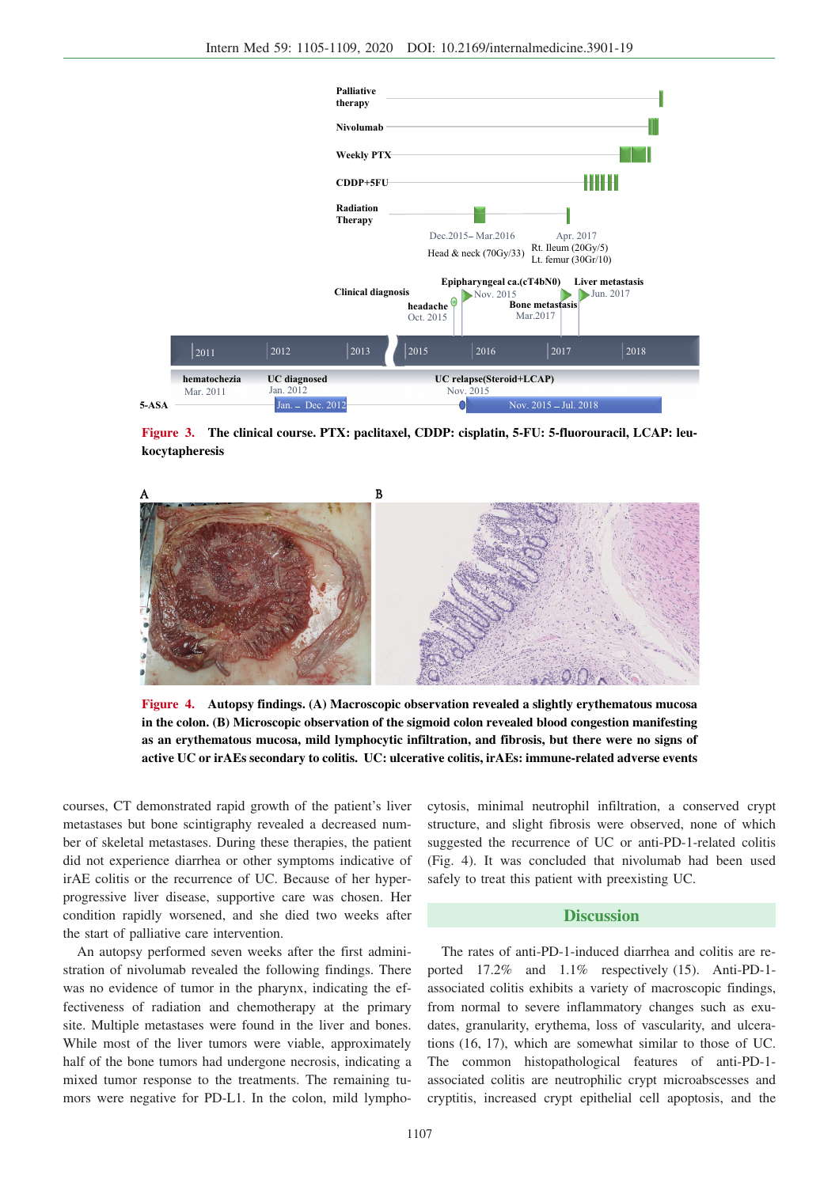Figure 3. The clinical course. PTX: paclitaxel, CDDP: cisplatin, 5-FU: 5-fluorouracil, LCAP: leukocytapheresis

Figure 4. Autopsy findings. (A) Macroscopic observation revealed a slightly erythematous mucosa in the colon. (B) Microscopic observation of the sigmoid colon revealed blood congestion manifesting as an erythematous mucosa, mild lymphocytic infiltration, and fibrosis, but there were no signs of active UC or irAEs secondary to colitis. UC: ulcerative colitis, irAEs: immune-related adverse events

courses, CT demonstrated rapid growth of the patient's liver metastases but bone scintigraphy revealed a decreased number of skeletal metastases. During these therapies, the patient did not experience diarrhea or other symptoms indicative of irAE colitis or the recurrence of UC. Because of her hyperprogressive liver disease, supportive care was chosen. Her condition rapidly worsened, and she died two weeks after the start of palliative care intervention.

An autopsy performed seven weeks after the first administration of nivolumab revealed the following findings. There was no evidence of tumor in the pharynx, indicating the effectiveness of radiation and chemotherapy at the primary site. Multiple metastases were found in the liver and bones. While most of the liver tumors were viable, approximately half of the bone tumors had undergone necrosis, indicating a mixed tumor response to the treatments. The remaining tumors were negative for PD-L1. In the colon, mild lymphocytosis, minimal neutrophil infiltration, a conserved crypt structure, and slight fibrosis were observed, none of which suggested the recurrence of UC or anti-PD-1-related colitis (Fig. 4). It was concluded that nivolumab had been used safely to treat this patient with preexisting UC.

## Discussion

The rates of anti-PD-1-induced diarrhea and colitis are reported 17.2% and 1.1% respectively (15). Anti-PD-1-associated colitis exhibits a variety of macroscopic findings, from normal to severe inflammatory changes such as exudates, granularity, erythema, loss of vascularity, and ulcerations (16, 17), which are somewhat similar to those of UC. The common histopathological features of anti-PD-1-associated colitis are neutrophilic crypt microabscesses and cryptitis, increased crypt epithelial cell apoptosis, and the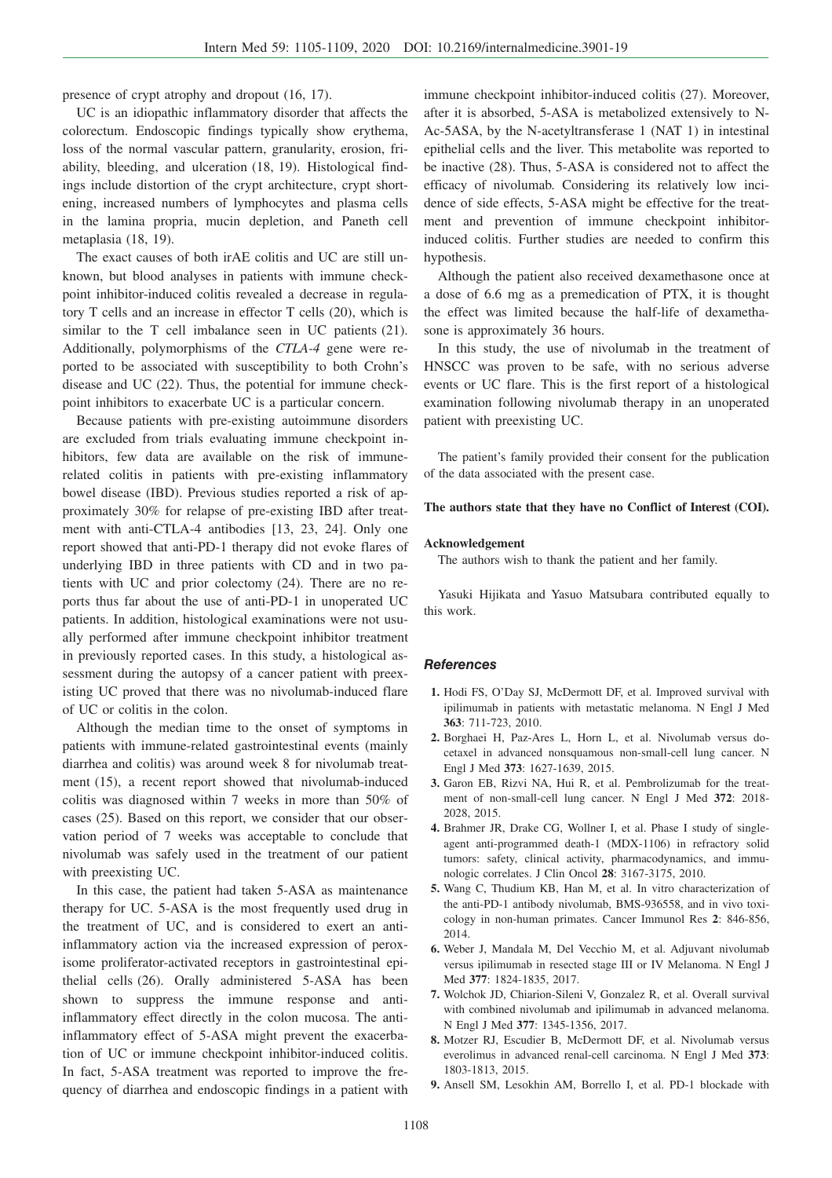presence of crypt atrophy and dropout (16, 17).

UC is an idiopathic inflammatory disorder that affects the colorectum. Endoscopic findings typically show erythema, loss of the normal vascular pattern, granularity, erosion, friability, bleeding, and ulceration (18, 19). Histological findings include distortion of the crypt architecture, crypt shortening, increased numbers of lymphocytes and plasma cells in the lamina propria, mucin depletion, and Paneth cell metaplasia (18, 19).

The exact causes of both irAE colitis and UC are still unknown, but blood analyses in patients with immune checkpoint inhibitor-induced colitis revealed a decrease in regulatory T cells and an increase in effector T cells (20), which is similar to the T cell imbalance seen in UC patients (21). Additionally, polymorphisms of the *CTLA-4* gene were reported to be associated with susceptibility to both Crohn's disease and UC (22). Thus, the potential for immune checkpoint inhibitors to exacerbate UC is a particular concern.

Because patients with pre-existing autoimmune disorders are excluded from trials evaluating immune checkpoint inhibitors, few data are available on the risk of immune-related colitis in patients with pre-existing inflammatory bowel disease (IBD). Previous studies reported a risk of approximately 30% for relapse of pre-existing IBD after treatment with anti-CTLA-4 antibodies [13, 23, 24]. Only one report showed that anti-PD-1 therapy did not evoke flares of underlying IBD in three patients with CD and in two patients with UC and prior colectomy (24). There are no reports thus far about the use of anti-PD-1 in unoperated UC patients. In addition, histological examinations were not usually performed after immune checkpoint inhibitor treatment in previously reported cases. In this study, a histological assessment during the autopsy of a cancer patient with preexisting UC proved that there was no nivolumab-induced flare of UC or colitis in the colon.

Although the median time to the onset of symptoms in patients with immune-related gastrointestinal events (mainly diarrhea and colitis) was around week 8 for nivolumab treatment (15), a recent report showed that nivolumab-induced colitis was diagnosed within 7 weeks in more than 50% of cases (25). Based on this report, we consider that our observation period of 7 weeks was acceptable to conclude that nivolumab was safely used in the treatment of our patient with preexisting UC.

In this case, the patient had taken 5-ASA as maintenance therapy for UC. 5-ASA is the most frequently used drug in the treatment of UC, and is considered to exert an anti-inflammatory action via the increased expression of peroxisome proliferator-activated receptors in gastrointestinal epithelial cells (26). Orally administered 5-ASA has been shown to suppress the immune response and anti-inflammatory effect directly in the colon mucosa. The anti-inflammatory effect of 5-ASA might prevent the exacerbation of UC or immune checkpoint inhibitor-induced colitis. In fact, 5-ASA treatment was reported to improve the frequency of diarrhea and endoscopic findings in a patient with immune checkpoint inhibitor-induced colitis (27). Moreover, after it is absorbed, 5-ASA is metabolized extensively to N-Ac-5ASA, by the N-acetyltransferase 1 (NAT 1) in intestinal epithelial cells and the liver. This metabolite was reported to be inactive (28). Thus, 5-ASA is considered not to affect the efficacy of nivolumab. Considering its relatively low incidence of side effects, 5-ASA might be effective for the treatment and prevention of immune checkpoint inhibitor-induced colitis. Further studies are needed to confirm this hypothesis.

Although the patient also received dexamethasone once at a dose of 6.6 mg as a premedication of PTX, it is thought the effect was limited because the half-life of dexamethasone is approximately 36 hours.

In this study, the use of nivolumab in the treatment of HNSCC was proven to be safe, with no serious adverse events or UC flare. This is the first report of a histological examination following nivolumab therapy in an unoperated patient with preexisting UC.

The patient's family provided their consent for the publication of the data associated with the present case.

**The authors state that they have no Conflict of Interest (COI).**

**Acknowledgement**

The authors wish to thank the patient and her family.

Yasuki Hijikata and Yasuo Matsubara contributed equally to this work.

## References

1. Hodi FS, O'Day SJ, McDermott DF, et al. Improved survival with ipilimumab in patients with metastatic melanoma. N Engl J Med **363**: 711-723, 2010.
2. Borghaei H, Paz-Ares L, Horn L, et al. Nivolumab versus docetaxel in advanced nonsquamous non-small-cell lung cancer. N Engl J Med **373**: 1627-1639, 2015.
3. Garon EB, Rizvi NA, Hui R, et al. Pembrolizumab for the treatment of non-small-cell lung cancer. N Engl J Med **372**: 2018-2028, 2015.
4. Brahmer JR, Drake CG, Wollner I, et al. Phase I study of single-agent anti-programmed death-1 (MDX-1106) in refractory solid tumors: safety, clinical activity, pharmacodynamics, and immunologic correlates. J Clin Oncol **28**: 3167-3175, 2010.
5. Wang C, Thudium KB, Han M, et al. In vitro characterization of the anti-PD-1 antibody nivolumab, BMS-936558, and in vivo toxicology in non-human primates. Cancer Immunol Res **2**: 846-856, 2014.
6. Weber J, Mandala M, Del Vecchio M, et al. Adjuvant nivolumab versus ipilimumab in resected stage III or IV Melanoma. N Engl J Med **377**: 1824-1835, 2017.
7. Wolchok JD, Chiarion-Sileni V, Gonzalez R, et al. Overall survival with combined nivolumab and ipilimumab in advanced melanoma. N Engl J Med **377**: 1345-1356, 2017.
8. Motzer RJ, Escudier B, McDermott DF, et al. Nivolumab versus everolimus in advanced renal-cell carcinoma. N Engl J Med **373**: 1803-1813, 2015.
9. Ansell SM, Lesokhin AM, Borrello I, et al. PD-1 blockade with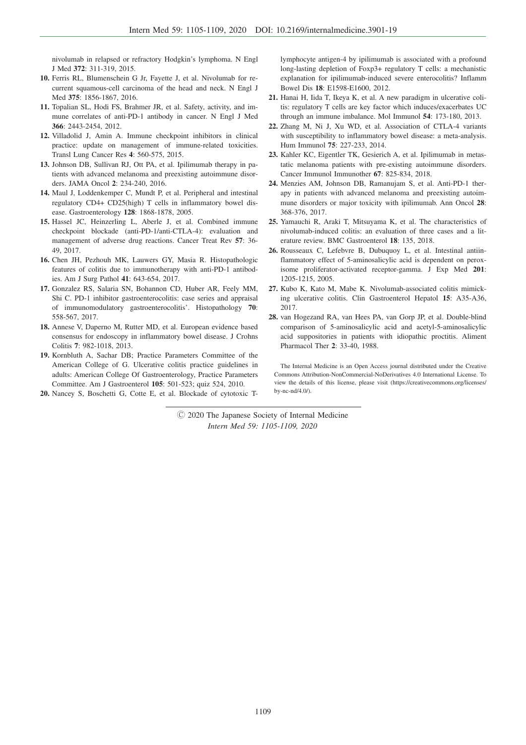nivolumab in relapsed or refractory Hodgkin's lymphoma. N Engl J Med **372**: 311-319, 2015.

10. Ferris RL, Blumenschein G Jr, Fayette J, et al. Nivolumab for recurrent squamous-cell carcinoma of the head and neck. N Engl J Med **375**: 1856-1867, 2016.
11. Topalian SL, Hodi FS, Brahmer JR, et al. Safety, activity, and immune correlates of anti-PD-1 antibody in cancer. N Engl J Med **366**: 2443-2454, 2012.
12. Villadolid J, Amin A. Immune checkpoint inhibitors in clinical practice: update on management of immune-related toxicities. Transl Lung Cancer Res **4**: 560-575, 2015.
13. Johnson DB, Sullivan RJ, Ott PA, et al. Ipilimumab therapy in patients with advanced melanoma and preexisting autoimmune disorders. JAMA Oncol **2**: 234-240, 2016.
14. Maul J, Loddenkemper C, Mundt P, et al. Peripheral and intestinal regulatory CD4+ CD25(high) T cells in inflammatory bowel disease. Gastroenterology **128**: 1868-1878, 2005.
15. Hassel JC, Heinzerling L, Aberle J, et al. Combined immune checkpoint blockade (anti-PD-1/anti-CTLA-4): evaluation and management of adverse drug reactions. Cancer Treat Rev **57**: 36-49, 2017.
16. Chen JH, Pezhouh MK, Lauwers GY, Masia R. Histopathologic features of colitis due to immunotherapy with anti-PD-1 antibodies. Am J Surg Pathol **41**: 643-654, 2017.
17. Gonzalez RS, Salaria SN, Bohannon CD, Huber AR, Feely MM, Shi C. PD-1 inhibitor gastroenterocolitis: case series and appraisal of 'immunomodulatory gastroenterocolitis'. Histopathology **70**: 558-567, 2017.
18. Annese V, Daperno M, Rutter MD, et al. European evidence based consensus for endoscopy in inflammatory bowel disease. J Crohns Colitis **7**: 982-1018, 2013.
19. Kornbluth A, Sachar DB; Practice Parameters Committee of the American College of G. Ulcerative colitis practice guidelines in adults: American College Of Gastroenterology, Practice Parameters Committee. Am J Gastroenterol **105**: 501-523; quiz 524, 2010.
20. Nancey S, Boschetti G, Cotte E, et al. Blockade of cytotoxic T-lymphocyte antigen-4 by ipilimumab is associated with a profound long-lasting depletion of Foxp3+ regulatory T cells: a mechanistic explanation for ipilimumab-induced severe enterocolitis? Inflamm Bowel Dis **18**: E1598-E1600, 2012.
21. Hanai H, Iida T, Ikeya K, et al. A new paradigm in ulcerative colitis: regulatory T cells are key factor which induces/exacerbates UC through an immune imbalance. Mol Immunol **54**: 173-180, 2013.
22. Zhang M, Ni J, Xu WD, et al. Association of CTLA-4 variants with susceptibility to inflammatory bowel disease: a meta-analysis. Hum Immunol **75**: 227-233, 2014.
23. Kahler KC, Eigentler TK, Gesierich A, et al. Ipilimumab in metastatic melanoma patients with pre-existing autoimmune disorders. Cancer Immunol Immunother **67**: 825-834, 2018.
24. Menzies AM, Johnson DB, Ramanujam S, et al. Anti-PD-1 therapy in patients with advanced melanoma and preexisting autoimmune disorders or major toxicity with ipilimumab. Ann Oncol **28**: 368-376, 2017.
25. Yamauchi R, Araki T, Mitsuyama K, et al. The characteristics of nivolumab-induced colitis: an evaluation of three cases and a literature review. BMC Gastroenterol **18**: 135, 2018.
26. Rousseaux C, Lefebvre B, Dubuquoy L, et al. Intestinal antiinflammatory effect of 5-aminosalicylic acid is dependent on peroxisome proliferator-activated receptor-gamma. J Exp Med **201**: 1205-1215, 2005.
27. Kubo K, Kato M, Mabe K. Nivolumab-associated colitis mimicking ulcerative colitis. Clin Gastroenterol Hepatol **15**: A35-A36, 2017.
28. van Hogezand RA, van Hees PA, van Gorp JP, et al. Double-blind comparison of 5-aminosalicylic acid and acetyl-5-aminosalicylic acid suppositories in patients with idiopathic proctitis. Aliment Pharmacol Ther **2**: 33-40, 1988.

The Internal Medicine is an Open Access journal distributed under the Creative Commons Attribution-NonCommercial-NoDerivatives 4.0 International License. To view the details of this license, please visit (https://creativecommons.org/licenses/by-nc-nd/4.0/).

Ⓒ 2020 The Japanese Society of Internal Medicine
*Intern Med 59: 1105-1109, 2020*